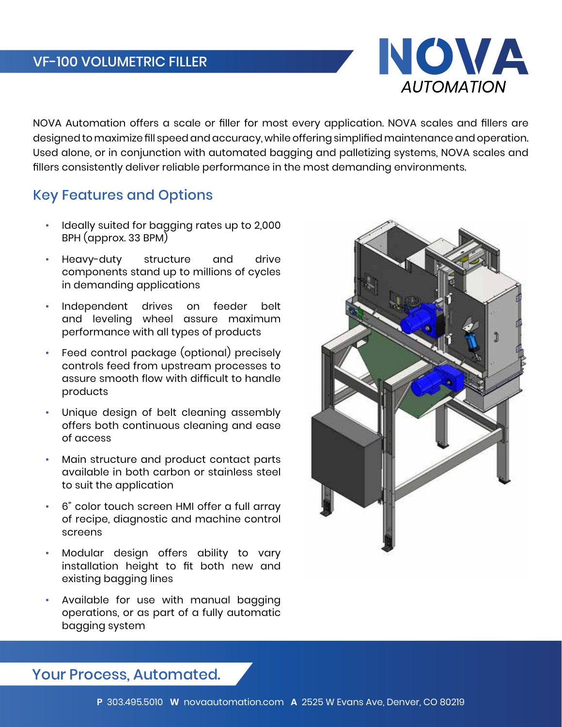# VF-100 VOLUMETRIC FILLER

NOVA AUTOMATION

NOVA Automation offers a scale or filler for most every application. NOVA scales and fillers are designed to maximize fill speed and accuracy, while offering simplified maintenance and operation. Used alone, or in conjunction with automated bagging and palletizing systems, NOVA scales and fillers consistently deliver reliable performance in the most demanding environments.

## Key Features and Options

- Ideally suited for bagging rates up to 2,000 BPH (approx. 33 BPM)
- Heavy-duty structure and drive components stand up to millions of cycles in demanding applications
- Independent drives on feeder belt and leveling wheel assure maximum performance with all types of products
- Feed control package (optional) precisely controls feed from upstream processes to assure smooth flow with difficult to handle products
- Unique design of belt cleaning assembly offers both continuous cleaning and ease of access
- Main structure and product contact parts available in both carbon or stainless steel to suit the application
- 6" color touch screen HMI offer a full array of recipe, diagnostic and machine control screens
- Modular design offers ability to vary installation height to fit both new and existing bagging lines
- Available for use with manual bagging operations, or as part of a fully automatic bagging system

## Your Process, Automated.

**P** 303.495.5010 **W** novaautomation.com **A** 2525 W Evans Ave, Denver, CO 80219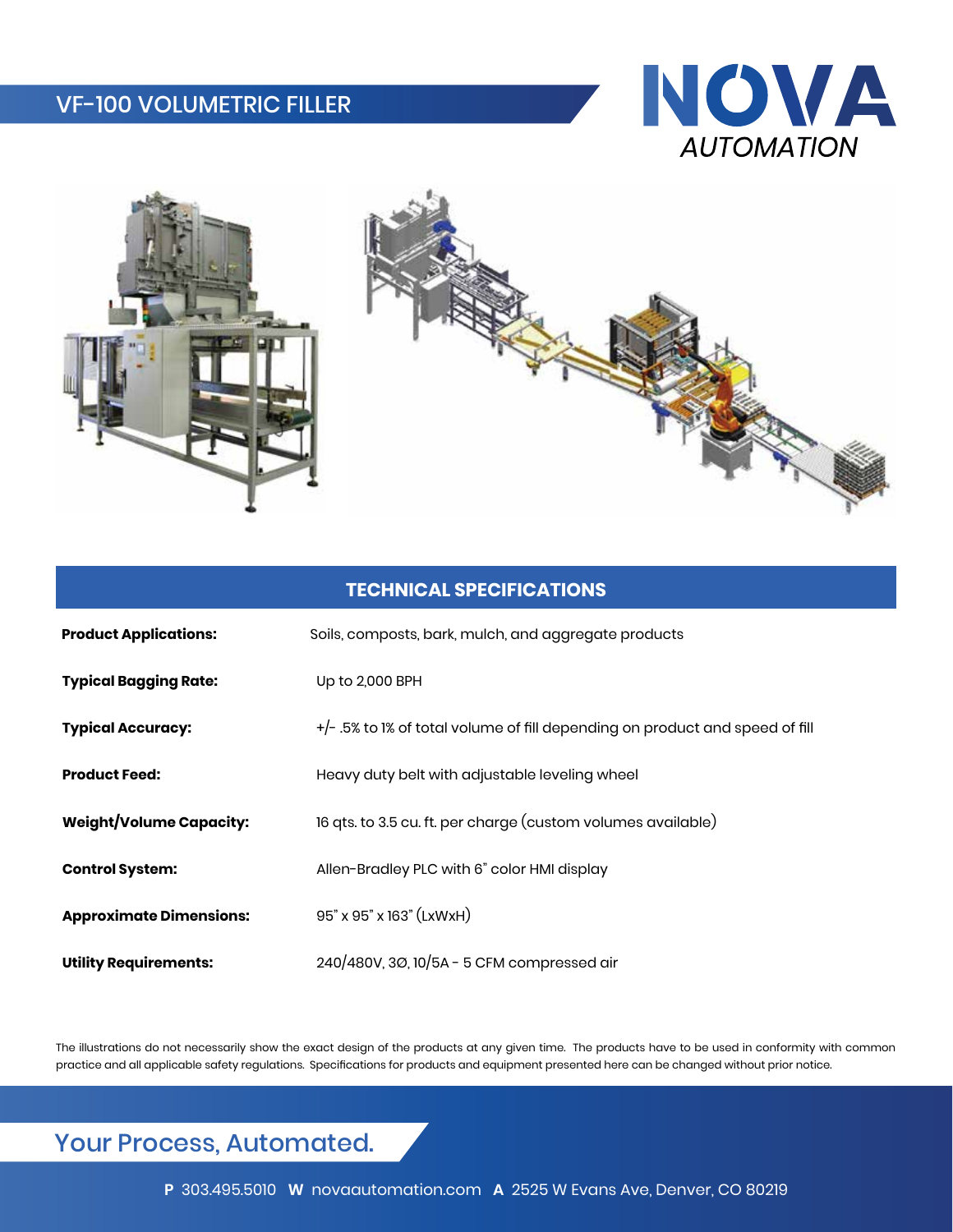# VF-100 VOLUMETRIC FILLER

NOVA AUTOMATION

## TECHNICAL SPECIFICATIONS

| | |
|---|---|
| **Product Applications:** | Soils, composts, bark, mulch, and aggregate products |
| **Typical Bagging Rate:** | Up to 2,000 BPH |
| **Typical Accuracy:** | +/- .5% to 1% of total volume of fill depending on product and speed of fill |
| **Product Feed:** | Heavy duty belt with adjustable leveling wheel |
| **Weight/Volume Capacity:** | 16 qts. to 3.5 cu. ft. per charge (custom volumes available) |
| **Control System:** | Allen-Bradley PLC with 6" color HMI display |
| **Approximate Dimensions:** | 95" x 95" x 163" (LxWxH) |
| **Utility Requirements:** | 240/480V, 3Ø, 10/5A - 5 CFM compressed air |

The illustrations do not necessarily show the exact design of the products at any given time. The products have to be used in conformity with common practice and all applicable safety regulations. Specifications for products and equipment presented here can be changed without prior notice.

Your Process, Automated.

**P** 303.495.5010 **W** novaautomation.com **A** 2525 W Evans Ave, Denver, CO 80219